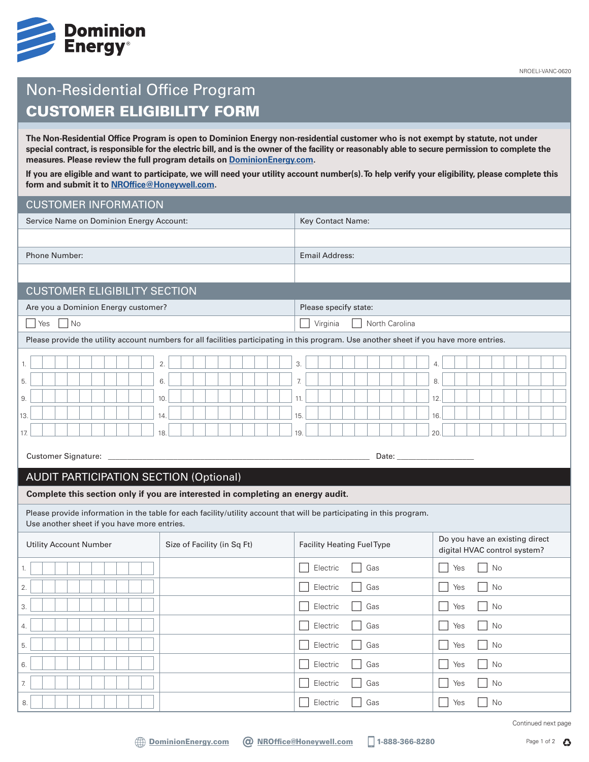Dominion Energy

NROELI-VANC-0620

# Non-Residential Office Program

# CUSTOMER ELIGIBILITY FORM

**The Non-Residential Office Program is open to Dominion Energy non-residential customer who is not exempt by statute, not under special contract, is responsible for the electric bill, and is the owner of the facility or reasonably able to secure permission to complete the measures. Please review the full program details on DominionEnergy.com.**

**If you are eligible and want to participate, we will need your utility account number(s). To help verify your eligibility, please complete this form and submit it to NROffice@Honeywell.com.**

## CUSTOMER INFORMATION

| Service Name on Dominion Energy Account: | Key Contact Name: |
|---|---|
| | |
| **Phone Number:** | **Email Address:** |
| | |

## CUSTOMER ELIGIBILITY SECTION

| Are you a Dominion Energy customer? | Please specify state: |
|---|---|
| ☐ Yes ☐ No | ☐ Virginia ☐ North Carolina |

Please provide the utility account numbers for all facilities participating in this program. Use another sheet if you have more entries.

| | | | |
|---|---|---|---|
| 1. | 2. | 3. | 4. |
| 5. | 6. | 7. | 8. |
| 9. | 10. | 11. | 12. |
| 13. | 14. | 15. | 16. |
| 17. | 18. | 19. | 20. |

Customer Signature: ______________________________ Date: ________________

## AUDIT PARTICIPATION SECTION (Optional)

**Complete this section only if you are interested in completing an energy audit.**

Please provide information in the table for each facility/utility account that will be participating in this program.
Use another sheet if you have more entries.

| Utility Account Number | Size of Facility (in Sq Ft) | Facility Heating Fuel Type | Do you have an existing direct digital HVAC control system? |
|---|---|---|---|
| 1. | | ☐ Electric ☐ Gas | ☐ Yes ☐ No |
| 2. | | ☐ Electric ☐ Gas | ☐ Yes ☐ No |
| 3. | | ☐ Electric ☐ Gas | ☐ Yes ☐ No |
| 4. | | ☐ Electric ☐ Gas | ☐ Yes ☐ No |
| 5. | | ☐ Electric ☐ Gas | ☐ Yes ☐ No |
| 6. | | ☐ Electric ☐ Gas | ☐ Yes ☐ No |
| 7. | | ☐ Electric ☐ Gas | ☐ Yes ☐ No |
| 8. | | ☐ Electric ☐ Gas | ☐ Yes ☐ No |

Continued next page

DominionEnergy.com | NROffice@Honeywell.com | 1-888-366-8280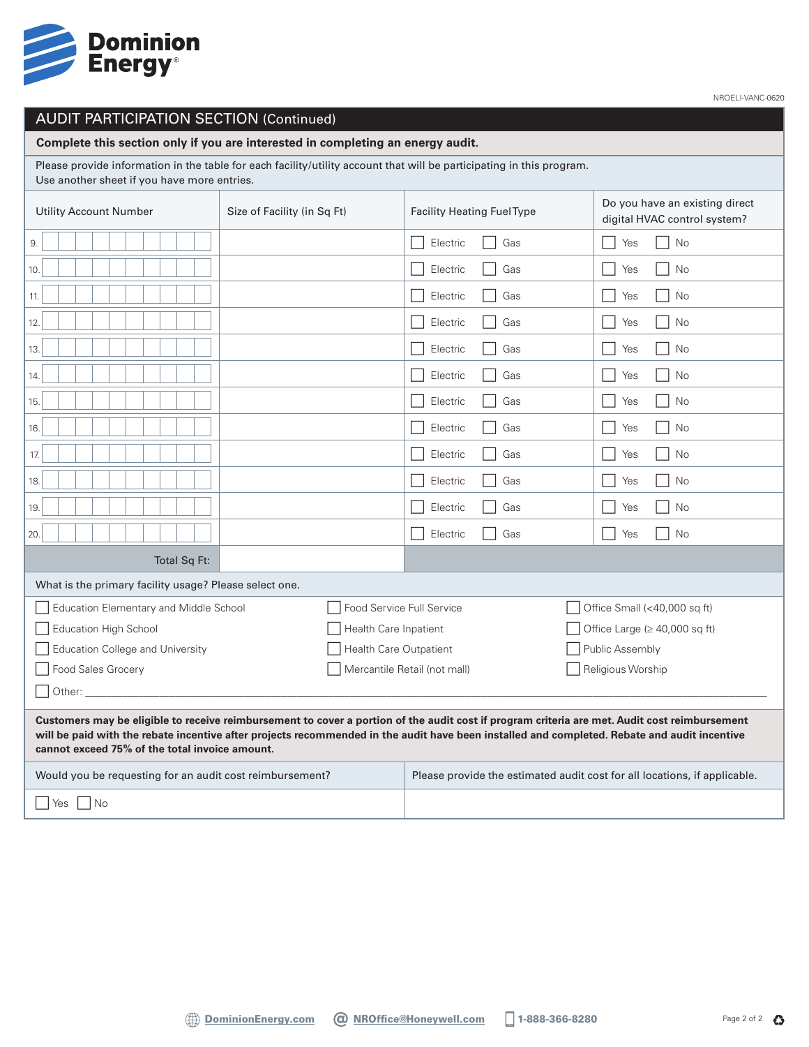Dominion Energy

NROELI-VANC-0620

## AUDIT PARTICIPATION SECTION (Continued)

**Complete this section only if you are interested in completing an energy audit.**

Please provide information in the table for each facility/utility account that will be participating in this program.
Use another sheet if you have more entries.

| Utility Account Number | Size of Facility (in Sq Ft) | Facility Heating Fuel Type | Do you have an existing direct digital HVAC control system? |
|---|---|---|---|
| 9. | | ☐ Electric ☐ Gas | ☐ Yes ☐ No |
| 10. | | ☐ Electric ☐ Gas | ☐ Yes ☐ No |
| 11. | | ☐ Electric ☐ Gas | ☐ Yes ☐ No |
| 12. | | ☐ Electric ☐ Gas | ☐ Yes ☐ No |
| 13. | | ☐ Electric ☐ Gas | ☐ Yes ☐ No |
| 14. | | ☐ Electric ☐ Gas | ☐ Yes ☐ No |
| 15. | | ☐ Electric ☐ Gas | ☐ Yes ☐ No |
| 16. | | ☐ Electric ☐ Gas | ☐ Yes ☐ No |
| 17. | | ☐ Electric ☐ Gas | ☐ Yes ☐ No |
| 18. | | ☐ Electric ☐ Gas | ☐ Yes ☐ No |
| 19. | | ☐ Electric ☐ Gas | ☐ Yes ☐ No |
| 20. | | ☐ Electric ☐ Gas | ☐ Yes ☐ No |
| Total Sq Ft: | | | |

What is the primary facility usage? Please select one.

- ☐ Education Elementary and Middle School
- ☐ Education High School
- ☐ Education College and University
- ☐ Food Sales Grocery
- ☐ Food Service Full Service
- ☐ Health Care Inpatient
- ☐ Health Care Outpatient
- ☐ Mercantile Retail (not mall)
- ☐ Office Small (<40,000 sq ft)
- ☐ Office Large (≥ 40,000 sq ft)
- ☐ Public Assembly
- ☐ Religious Worship
- ☐ Other: ____________________

**Customers may be eligible to receive reimbursement to cover a portion of the audit cost if program criteria are met. Audit cost reimbursement will be paid with the rebate incentive after projects recommended in the audit have been installed and completed. Rebate and audit incentive cannot exceed 75% of the total invoice amount.**

| Would you be requesting for an audit cost reimbursement? | Please provide the estimated audit cost for all locations, if applicable. |
|---|---|
| ☐ Yes ☐ No | |

DominionEnergy.com | NROffice@Honeywell.com | 1-888-366-8280